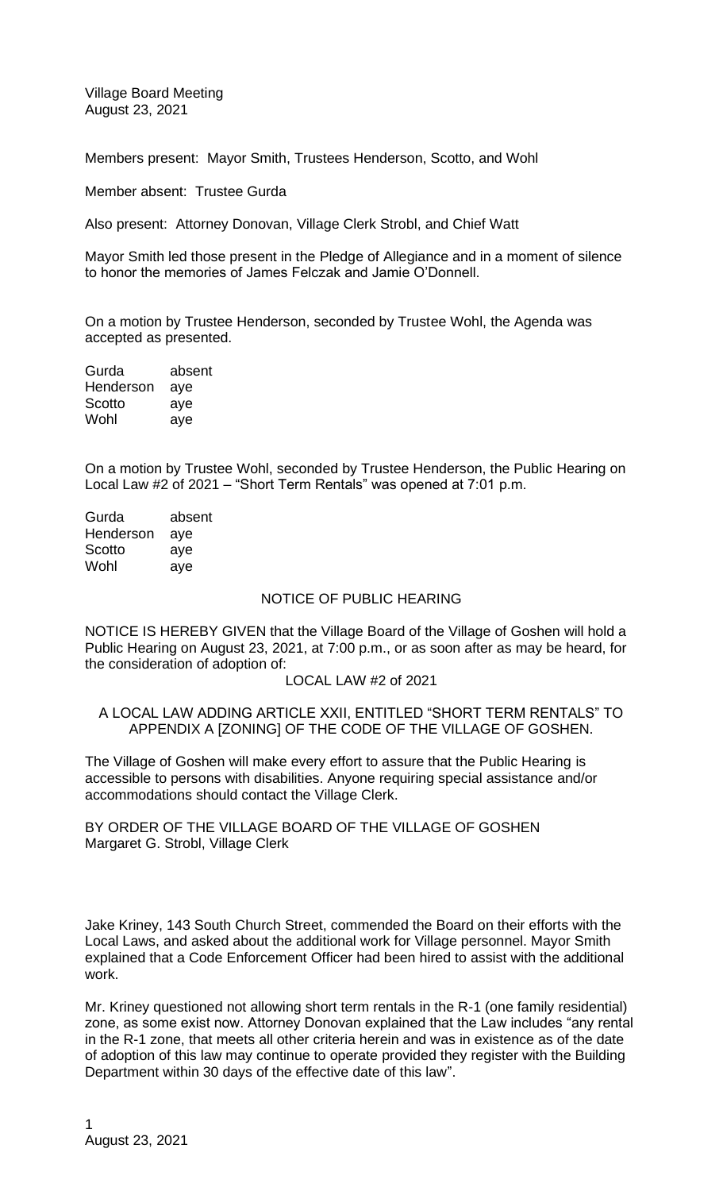Village Board Meeting
August 23, 2021

Members present: Mayor Smith, Trustees Henderson, Scotto, and Wohl

Member absent: Trustee Gurda

Also present: Attorney Donovan, Village Clerk Strobl, and Chief Watt

Mayor Smith led those present in the Pledge of Allegiance and in a moment of silence to honor the memories of James Felczak and Jamie O'Donnell.

On a motion by Trustee Henderson, seconded by Trustee Wohl, the Agenda was accepted as presented.

| | |
|---|---|
| Gurda | absent |
| Henderson | aye |
| Scotto | aye |
| Wohl | aye |

On a motion by Trustee Wohl, seconded by Trustee Henderson, the Public Hearing on Local Law #2 of 2021 – "Short Term Rentals" was opened at 7:01 p.m.

| | |
|---|---|
| Gurda | absent |
| Henderson | aye |
| Scotto | aye |
| Wohl | aye |

NOTICE OF PUBLIC HEARING

NOTICE IS HEREBY GIVEN that the Village Board of the Village of Goshen will hold a Public Hearing on August 23, 2021, at 7:00 p.m., or as soon after as may be heard, for the consideration of adoption of:

LOCAL LAW #2 of 2021

A LOCAL LAW ADDING ARTICLE XXII, ENTITLED "SHORT TERM RENTALS" TO APPENDIX A [ZONING] OF THE CODE OF THE VILLAGE OF GOSHEN.

The Village of Goshen will make every effort to assure that the Public Hearing is accessible to persons with disabilities. Anyone requiring special assistance and/or accommodations should contact the Village Clerk.

BY ORDER OF THE VILLAGE BOARD OF THE VILLAGE OF GOSHEN
Margaret G. Strobl, Village Clerk

Jake Kriney, 143 South Church Street, commended the Board on their efforts with the Local Laws, and asked about the additional work for Village personnel. Mayor Smith explained that a Code Enforcement Officer had been hired to assist with the additional work.

Mr. Kriney questioned not allowing short term rentals in the R-1 (one family residential) zone, as some exist now. Attorney Donovan explained that the Law includes "any rental in the R-1 zone, that meets all other criteria herein and was in existence as of the date of adoption of this law may continue to operate provided they register with the Building Department within 30 days of the effective date of this law".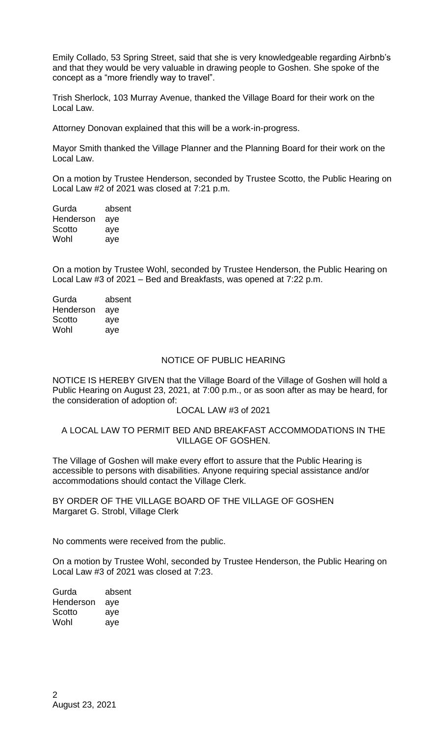Emily Collado, 53 Spring Street, said that she is very knowledgeable regarding Airbnb's and that they would be very valuable in drawing people to Goshen. She spoke of the concept as a "more friendly way to travel".

Trish Sherlock, 103 Murray Avenue, thanked the Village Board for their work on the Local Law.

Attorney Donovan explained that this will be a work-in-progress.

Mayor Smith thanked the Village Planner and the Planning Board for their work on the Local Law.

On a motion by Trustee Henderson, seconded by Trustee Scotto, the Public Hearing on Local Law #2 of 2021 was closed at 7:21 p.m.

| | |
|---|---|
| Gurda | absent |
| Henderson | aye |
| Scotto | aye |
| Wohl | aye |

On a motion by Trustee Wohl, seconded by Trustee Henderson, the Public Hearing on Local Law #3 of 2021 – Bed and Breakfasts, was opened at 7:22 p.m.

| | |
|---|---|
| Gurda | absent |
| Henderson | aye |
| Scotto | aye |
| Wohl | aye |

## NOTICE OF PUBLIC HEARING

NOTICE IS HEREBY GIVEN that the Village Board of the Village of Goshen will hold a Public Hearing on August 23, 2021, at 7:00 p.m., or as soon after as may be heard, for the consideration of adoption of:

LOCAL LAW #3 of 2021

A LOCAL LAW TO PERMIT BED AND BREAKFAST ACCOMMODATIONS IN THE VILLAGE OF GOSHEN.

The Village of Goshen will make every effort to assure that the Public Hearing is accessible to persons with disabilities. Anyone requiring special assistance and/or accommodations should contact the Village Clerk.

BY ORDER OF THE VILLAGE BOARD OF THE VILLAGE OF GOSHEN
Margaret G. Strobl, Village Clerk

No comments were received from the public.

On a motion by Trustee Wohl, seconded by Trustee Henderson, the Public Hearing on Local Law #3 of 2021 was closed at 7:23.

| | |
|---|---|
| Gurda | absent |
| Henderson | aye |
| Scotto | aye |
| Wohl | aye |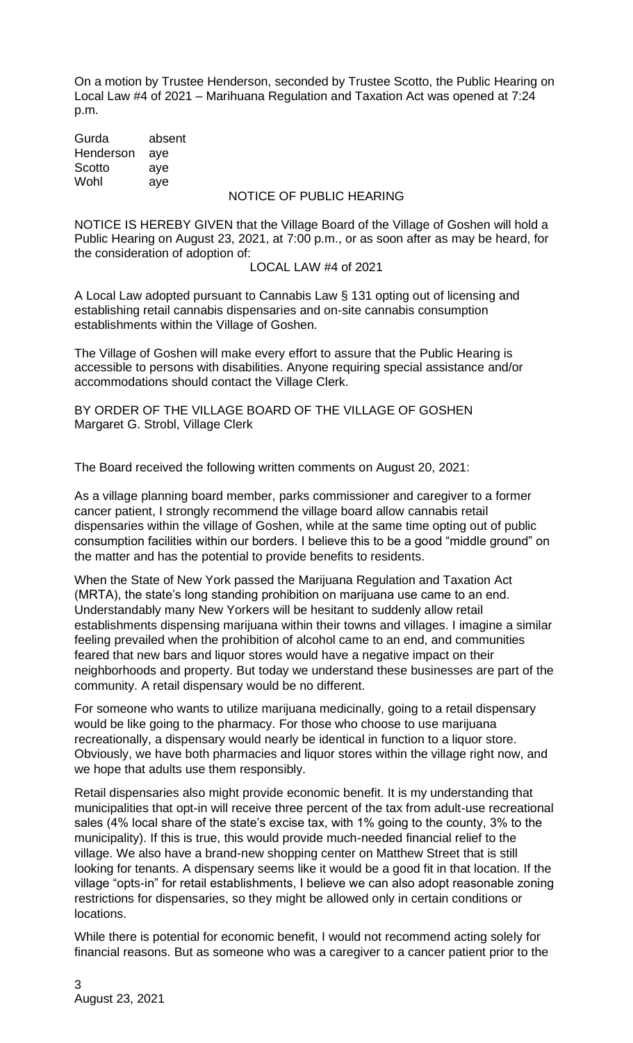On a motion by Trustee Henderson, seconded by Trustee Scotto, the Public Hearing on Local Law #4 of 2021 – Marihuana Regulation and Taxation Act was opened at 7:24 p.m.

| | |
|---|---|
| Gurda | absent |
| Henderson | aye |
| Scotto | aye |
| Wohl | aye |

NOTICE OF PUBLIC HEARING

NOTICE IS HEREBY GIVEN that the Village Board of the Village of Goshen will hold a Public Hearing on August 23, 2021, at 7:00 p.m., or as soon after as may be heard, for the consideration of adoption of:

LOCAL LAW #4 of 2021

A Local Law adopted pursuant to Cannabis Law § 131 opting out of licensing and establishing retail cannabis dispensaries and on-site cannabis consumption establishments within the Village of Goshen.

The Village of Goshen will make every effort to assure that the Public Hearing is accessible to persons with disabilities. Anyone requiring special assistance and/or accommodations should contact the Village Clerk.

BY ORDER OF THE VILLAGE BOARD OF THE VILLAGE OF GOSHEN
Margaret G. Strobl, Village Clerk

The Board received the following written comments on August 20, 2021:

As a village planning board member, parks commissioner and caregiver to a former cancer patient, I strongly recommend the village board allow cannabis retail dispensaries within the village of Goshen, while at the same time opting out of public consumption facilities within our borders. I believe this to be a good "middle ground" on the matter and has the potential to provide benefits to residents.

When the State of New York passed the Marijuana Regulation and Taxation Act (MRTA), the state's long standing prohibition on marijuana use came to an end. Understandably many New Yorkers will be hesitant to suddenly allow retail establishments dispensing marijuana within their towns and villages. I imagine a similar feeling prevailed when the prohibition of alcohol came to an end, and communities feared that new bars and liquor stores would have a negative impact on their neighborhoods and property. But today we understand these businesses are part of the community. A retail dispensary would be no different.

For someone who wants to utilize marijuana medicinally, going to a retail dispensary would be like going to the pharmacy. For those who choose to use marijuana recreationally, a dispensary would nearly be identical in function to a liquor store. Obviously, we have both pharmacies and liquor stores within the village right now, and we hope that adults use them responsibly.

Retail dispensaries also might provide economic benefit. It is my understanding that municipalities that opt-in will receive three percent of the tax from adult-use recreational sales (4% local share of the state's excise tax, with 1% going to the county, 3% to the municipality). If this is true, this would provide much-needed financial relief to the village. We also have a brand-new shopping center on Matthew Street that is still looking for tenants. A dispensary seems like it would be a good fit in that location. If the village "opts-in" for retail establishments, I believe we can also adopt reasonable zoning restrictions for dispensaries, so they might be allowed only in certain conditions or locations.

While there is potential for economic benefit, I would not recommend acting solely for financial reasons. But as someone who was a caregiver to a cancer patient prior to the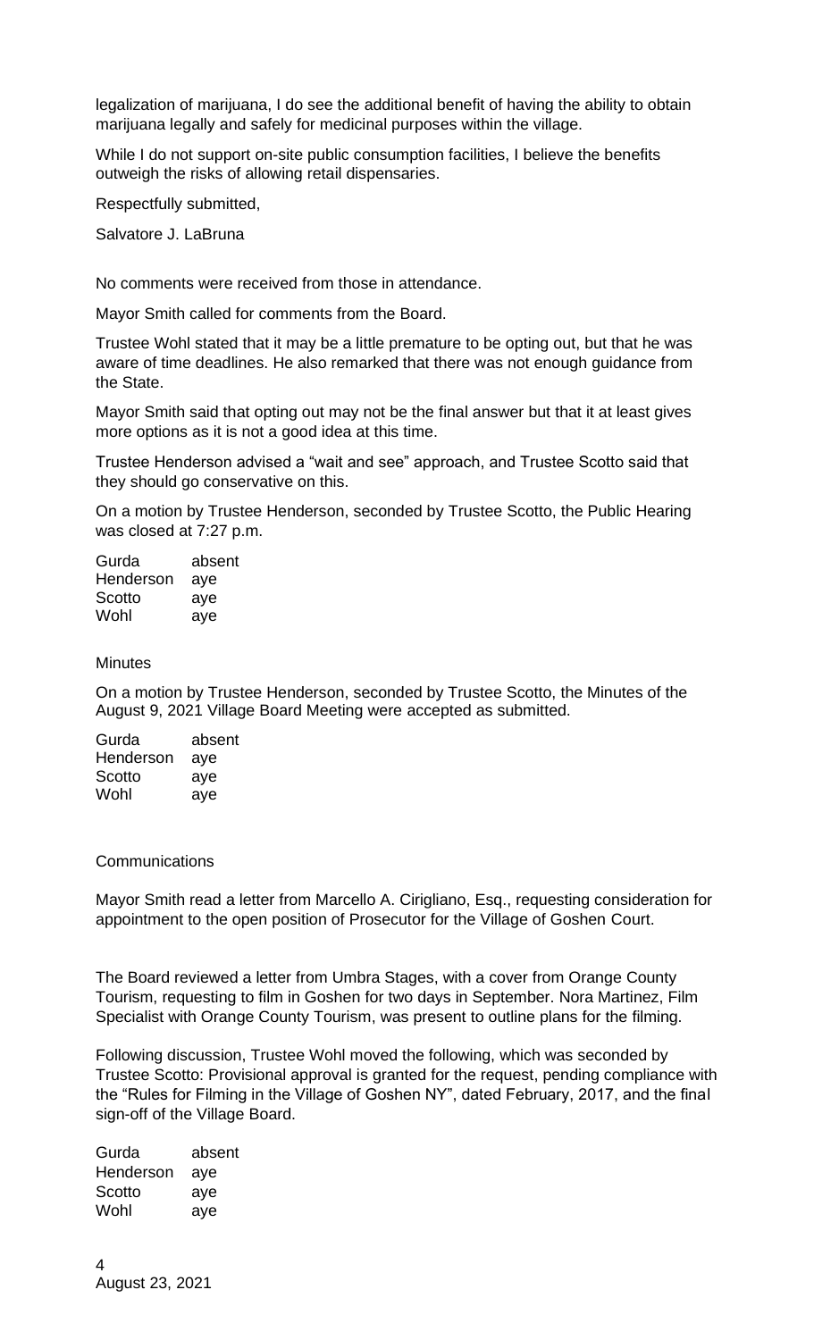legalization of marijuana, I do see the additional benefit of having the ability to obtain marijuana legally and safely for medicinal purposes within the village.

While I do not support on-site public consumption facilities, I believe the benefits outweigh the risks of allowing retail dispensaries.

Respectfully submitted,

Salvatore J. LaBruna

No comments were received from those in attendance.

Mayor Smith called for comments from the Board.

Trustee Wohl stated that it may be a little premature to be opting out, but that he was aware of time deadlines. He also remarked that there was not enough guidance from the State.

Mayor Smith said that opting out may not be the final answer but that it at least gives more options as it is not a good idea at this time.

Trustee Henderson advised a "wait and see" approach, and Trustee Scotto said that they should go conservative on this.

On a motion by Trustee Henderson, seconded by Trustee Scotto, the Public Hearing was closed at 7:27 p.m.

| | |
|---|---|
| Gurda | absent |
| Henderson | aye |
| Scotto | aye |
| Wohl | aye |

Minutes

On a motion by Trustee Henderson, seconded by Trustee Scotto, the Minutes of the August 9, 2021 Village Board Meeting were accepted as submitted.

| | |
|---|---|
| Gurda | absent |
| Henderson | aye |
| Scotto | aye |
| Wohl | aye |

Communications

Mayor Smith read a letter from Marcello A. Cirigliano, Esq., requesting consideration for appointment to the open position of Prosecutor for the Village of Goshen Court.

The Board reviewed a letter from Umbra Stages, with a cover from Orange County Tourism, requesting to film in Goshen for two days in September. Nora Martinez, Film Specialist with Orange County Tourism, was present to outline plans for the filming.

Following discussion, Trustee Wohl moved the following, which was seconded by Trustee Scotto: Provisional approval is granted for the request, pending compliance with the "Rules for Filming in the Village of Goshen NY", dated February, 2017, and the final sign-off of the Village Board.

| | |
|---|---|
| Gurda | absent |
| Henderson | aye |
| Scotto | aye |
| Wohl | aye |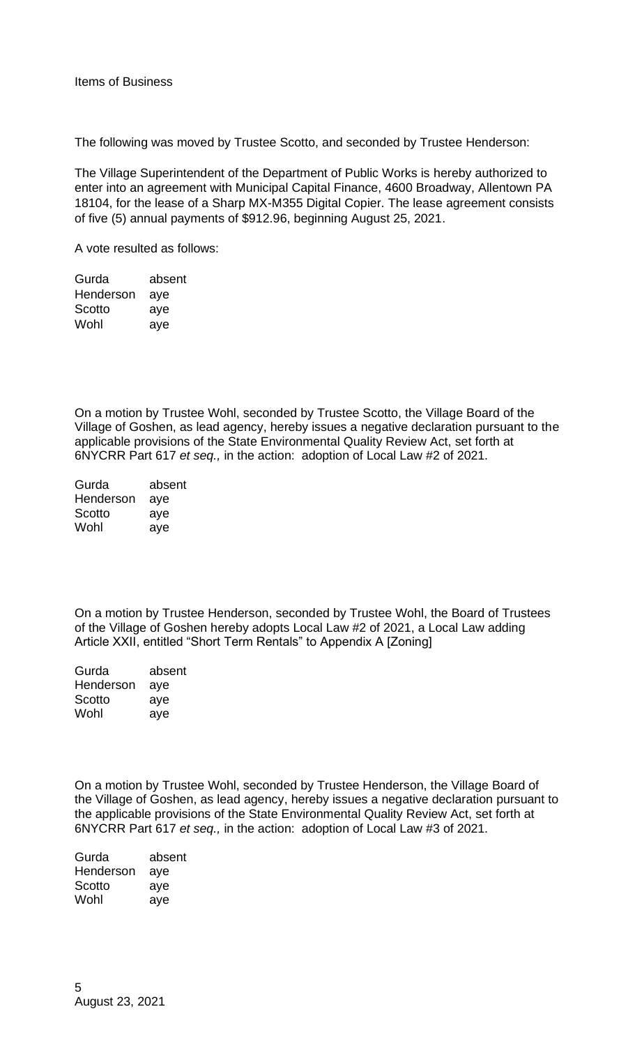Items of Business

The following was moved by Trustee Scotto, and seconded by Trustee Henderson:

The Village Superintendent of the Department of Public Works is hereby authorized to enter into an agreement with Municipal Capital Finance, 4600 Broadway, Allentown PA 18104, for the lease of a Sharp MX-M355 Digital Copier. The lease agreement consists of five (5) annual payments of $912.96, beginning August 25, 2021.

A vote resulted as follows:

| | |
|---|---|
| Gurda | absent |
| Henderson | aye |
| Scotto | aye |
| Wohl | aye |

On a motion by Trustee Wohl, seconded by Trustee Scotto, the Village Board of the Village of Goshen, as lead agency, hereby issues a negative declaration pursuant to the applicable provisions of the State Environmental Quality Review Act, set forth at 6NYCRR Part 617 *et seq.,* in the action: adoption of Local Law #2 of 2021.

| | |
|---|---|
| Gurda | absent |
| Henderson | aye |
| Scotto | aye |
| Wohl | aye |

On a motion by Trustee Henderson, seconded by Trustee Wohl, the Board of Trustees of the Village of Goshen hereby adopts Local Law #2 of 2021, a Local Law adding Article XXII, entitled "Short Term Rentals" to Appendix A [Zoning]

| | |
|---|---|
| Gurda | absent |
| Henderson | aye |
| Scotto | aye |
| Wohl | aye |

On a motion by Trustee Wohl, seconded by Trustee Henderson, the Village Board of the Village of Goshen, as lead agency, hereby issues a negative declaration pursuant to the applicable provisions of the State Environmental Quality Review Act, set forth at 6NYCRR Part 617 *et seq.,* in the action: adoption of Local Law #3 of 2021.

| | |
|---|---|
| Gurda | absent |
| Henderson | aye |
| Scotto | aye |
| Wohl | aye |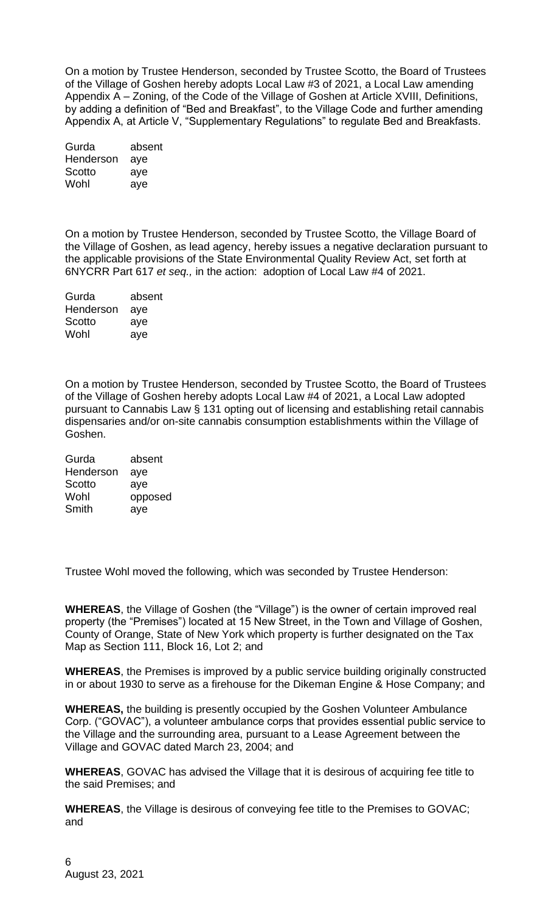On a motion by Trustee Henderson, seconded by Trustee Scotto, the Board of Trustees of the Village of Goshen hereby adopts Local Law #3 of 2021, a Local Law amending Appendix A – Zoning, of the Code of the Village of Goshen at Article XVIII, Definitions, by adding a definition of "Bed and Breakfast", to the Village Code and further amending Appendix A, at Article V, "Supplementary Regulations" to regulate Bed and Breakfasts.

| | |
|---|---|
| Gurda | absent |
| Henderson | aye |
| Scotto | aye |
| Wohl | aye |

On a motion by Trustee Henderson, seconded by Trustee Scotto, the Village Board of the Village of Goshen, as lead agency, hereby issues a negative declaration pursuant to the applicable provisions of the State Environmental Quality Review Act, set forth at 6NYCRR Part 617 *et seq.,* in the action: adoption of Local Law #4 of 2021.

| | |
|---|---|
| Gurda | absent |
| Henderson | aye |
| Scotto | aye |
| Wohl | aye |

On a motion by Trustee Henderson, seconded by Trustee Scotto, the Board of Trustees of the Village of Goshen hereby adopts Local Law #4 of 2021, a Local Law adopted pursuant to Cannabis Law § 131 opting out of licensing and establishing retail cannabis dispensaries and/or on-site cannabis consumption establishments within the Village of Goshen.

| | |
|---|---|
| Gurda | absent |
| Henderson | aye |
| Scotto | aye |
| Wohl | opposed |
| Smith | aye |

Trustee Wohl moved the following, which was seconded by Trustee Henderson:

**WHEREAS**, the Village of Goshen (the "Village") is the owner of certain improved real property (the "Premises") located at 15 New Street, in the Town and Village of Goshen, County of Orange, State of New York which property is further designated on the Tax Map as Section 111, Block 16, Lot 2; and

**WHEREAS**, the Premises is improved by a public service building originally constructed in or about 1930 to serve as a firehouse for the Dikeman Engine & Hose Company; and

**WHEREAS,** the building is presently occupied by the Goshen Volunteer Ambulance Corp. ("GOVAC"), a volunteer ambulance corps that provides essential public service to the Village and the surrounding area, pursuant to a Lease Agreement between the Village and GOVAC dated March 23, 2004; and

**WHEREAS**, GOVAC has advised the Village that it is desirous of acquiring fee title to the said Premises; and

**WHEREAS**, the Village is desirous of conveying fee title to the Premises to GOVAC; and

August 23, 2021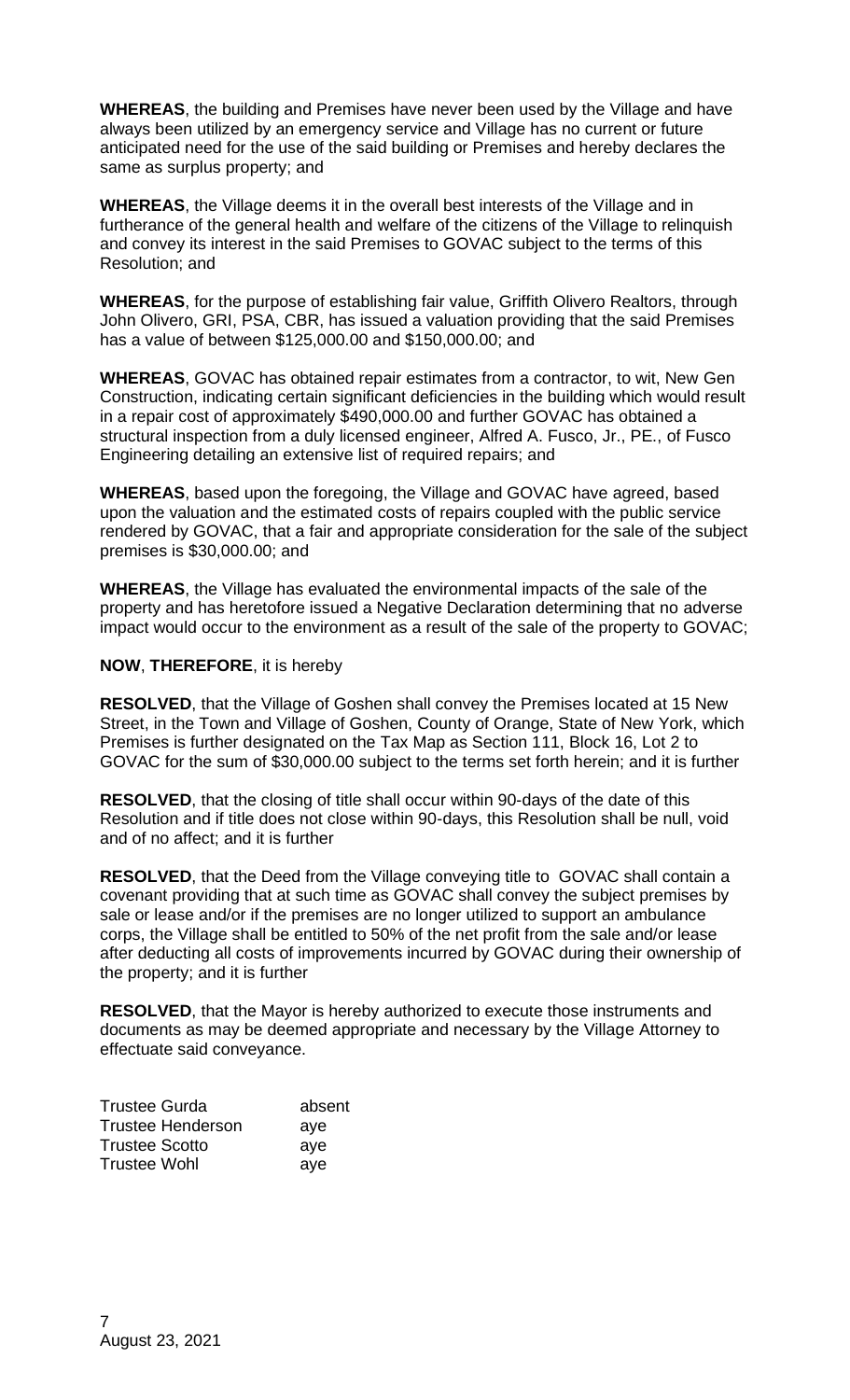**WHEREAS**, the building and Premises have never been used by the Village and have always been utilized by an emergency service and Village has no current or future anticipated need for the use of the said building or Premises and hereby declares the same as surplus property; and

**WHEREAS**, the Village deems it in the overall best interests of the Village and in furtherance of the general health and welfare of the citizens of the Village to relinquish and convey its interest in the said Premises to GOVAC subject to the terms of this Resolution; and

**WHEREAS**, for the purpose of establishing fair value, Griffith Olivero Realtors, through John Olivero, GRI, PSA, CBR, has issued a valuation providing that the said Premises has a value of between $125,000.00 and $150,000.00; and

**WHEREAS**, GOVAC has obtained repair estimates from a contractor, to wit, New Gen Construction, indicating certain significant deficiencies in the building which would result in a repair cost of approximately $490,000.00 and further GOVAC has obtained a structural inspection from a duly licensed engineer, Alfred A. Fusco, Jr., PE., of Fusco Engineering detailing an extensive list of required repairs; and

**WHEREAS**, based upon the foregoing, the Village and GOVAC have agreed, based upon the valuation and the estimated costs of repairs coupled with the public service rendered by GOVAC, that a fair and appropriate consideration for the sale of the subject premises is $30,000.00; and

**WHEREAS**, the Village has evaluated the environmental impacts of the sale of the property and has heretofore issued a Negative Declaration determining that no adverse impact would occur to the environment as a result of the sale of the property to GOVAC;

**NOW**, **THEREFORE**, it is hereby

**RESOLVED**, that the Village of Goshen shall convey the Premises located at 15 New Street, in the Town and Village of Goshen, County of Orange, State of New York, which Premises is further designated on the Tax Map as Section 111, Block 16, Lot 2 to GOVAC for the sum of $30,000.00 subject to the terms set forth herein; and it is further

**RESOLVED**, that the closing of title shall occur within 90-days of the date of this Resolution and if title does not close within 90-days, this Resolution shall be null, void and of no affect; and it is further

**RESOLVED**, that the Deed from the Village conveying title to GOVAC shall contain a covenant providing that at such time as GOVAC shall convey the subject premises by sale or lease and/or if the premises are no longer utilized to support an ambulance corps, the Village shall be entitled to 50% of the net profit from the sale and/or lease after deducting all costs of improvements incurred by GOVAC during their ownership of the property; and it is further

**RESOLVED**, that the Mayor is hereby authorized to execute those instruments and documents as may be deemed appropriate and necessary by the Village Attorney to effectuate said conveyance.

| | |
|---|---|
| Trustee Gurda | absent |
| Trustee Henderson | aye |
| Trustee Scotto | aye |
| Trustee Wohl | aye |

August 23, 2021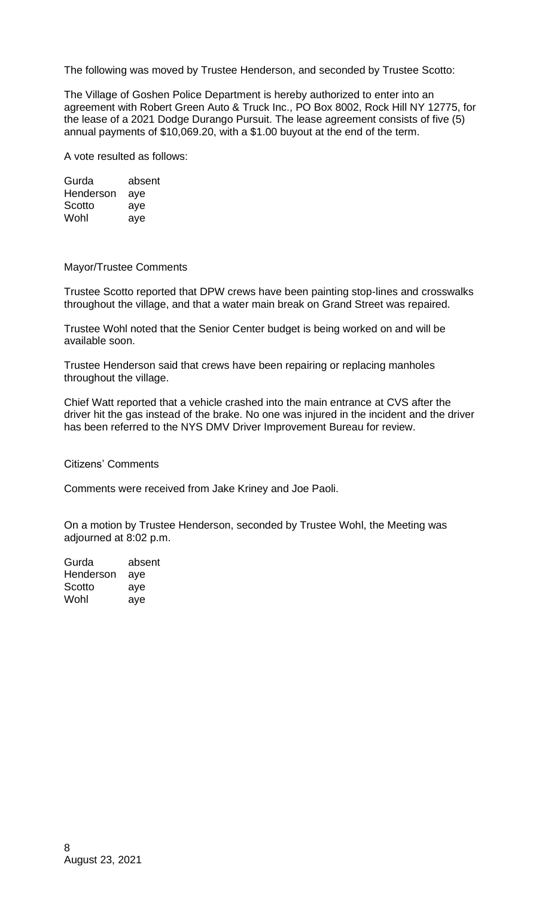The following was moved by Trustee Henderson, and seconded by Trustee Scotto:

The Village of Goshen Police Department is hereby authorized to enter into an agreement with Robert Green Auto & Truck Inc., PO Box 8002, Rock Hill NY 12775, for the lease of a 2021 Dodge Durango Pursuit. The lease agreement consists of five (5) annual payments of $10,069.20, with a $1.00 buyout at the end of the term.

A vote resulted as follows:

| | |
|---|---|
| Gurda | absent |
| Henderson | aye |
| Scotto | aye |
| Wohl | aye |

Mayor/Trustee Comments

Trustee Scotto reported that DPW crews have been painting stop-lines and crosswalks throughout the village, and that a water main break on Grand Street was repaired.

Trustee Wohl noted that the Senior Center budget is being worked on and will be available soon.

Trustee Henderson said that crews have been repairing or replacing manholes throughout the village.

Chief Watt reported that a vehicle crashed into the main entrance at CVS after the driver hit the gas instead of the brake. No one was injured in the incident and the driver has been referred to the NYS DMV Driver Improvement Bureau for review.

Citizens' Comments

Comments were received from Jake Kriney and Joe Paoli.

On a motion by Trustee Henderson, seconded by Trustee Wohl, the Meeting was adjourned at 8:02 p.m.

| | |
|---|---|
| Gurda | absent |
| Henderson | aye |
| Scotto | aye |
| Wohl | aye |